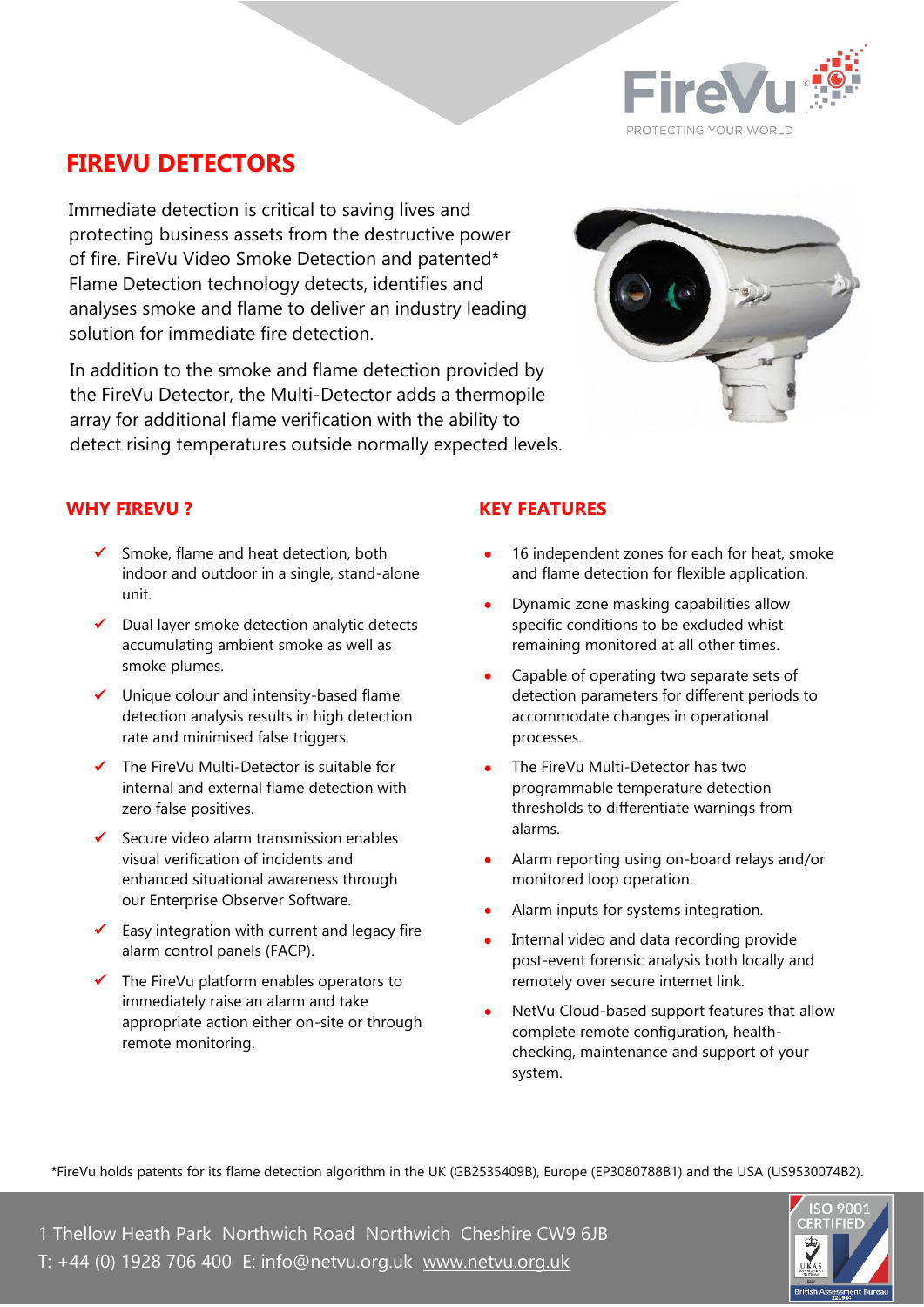FireVu

PROTECTING YOUR WORLD

# FIREVU DETECTORS

Immediate detection is critical to saving lives and protecting business assets from the destructive power of fire. FireVu Video Smoke Detection and patented* Flame Detection technology detects, identifies and analyses smoke and flame to deliver an industry leading solution for immediate fire detection.

In addition to the smoke and flame detection provided by the FireVu Detector, the Multi-Detector adds a thermopile array for additional flame verification with the ability to detect rising temperatures outside normally expected levels.

## WHY FIREVU ?

- ✓ Smoke, flame and heat detection, both indoor and outdoor in a single, stand-alone unit.
- ✓ Dual layer smoke detection analytic detects accumulating ambient smoke as well as smoke plumes.
- ✓ Unique colour and intensity-based flame detection analysis results in high detection rate and minimised false triggers.
- ✓ The FireVu Multi-Detector is suitable for internal and external flame detection with zero false positives.
- ✓ Secure video alarm transmission enables visual verification of incidents and enhanced situational awareness through our Enterprise Observer Software.
- ✓ Easy integration with current and legacy fire alarm control panels (FACP).
- ✓ The FireVu platform enables operators to immediately raise an alarm and take appropriate action either on-site or through remote monitoring.

## KEY FEATURES

- 16 independent zones for each for heat, smoke and flame detection for flexible application.
- Dynamic zone masking capabilities allow specific conditions to be excluded whist remaining monitored at all other times.
- Capable of operating two separate sets of detection parameters for different periods to accommodate changes in operational processes.
- The FireVu Multi-Detector has two programmable temperature detection thresholds to differentiate warnings from alarms.
- Alarm reporting using on-board relays and/or monitored loop operation.
- Alarm inputs for systems integration.
- Internal video and data recording provide post-event forensic analysis both locally and remotely over secure internet link.
- NetVu Cloud-based support features that allow complete remote configuration, health-checking, maintenance and support of your system.

*FireVu holds patents for its flame detection algorithm in the UK (GB2535409B), Europe (EP3080788B1) and the USA (US9530074B2).

1 Thellow Heath Park Northwich Road Northwich Cheshire CW9 6JB
T: +44 (0) 1928 706 400 E: info@netvu.org.uk www.netvu.org.uk

ISO 9001 CERTIFIED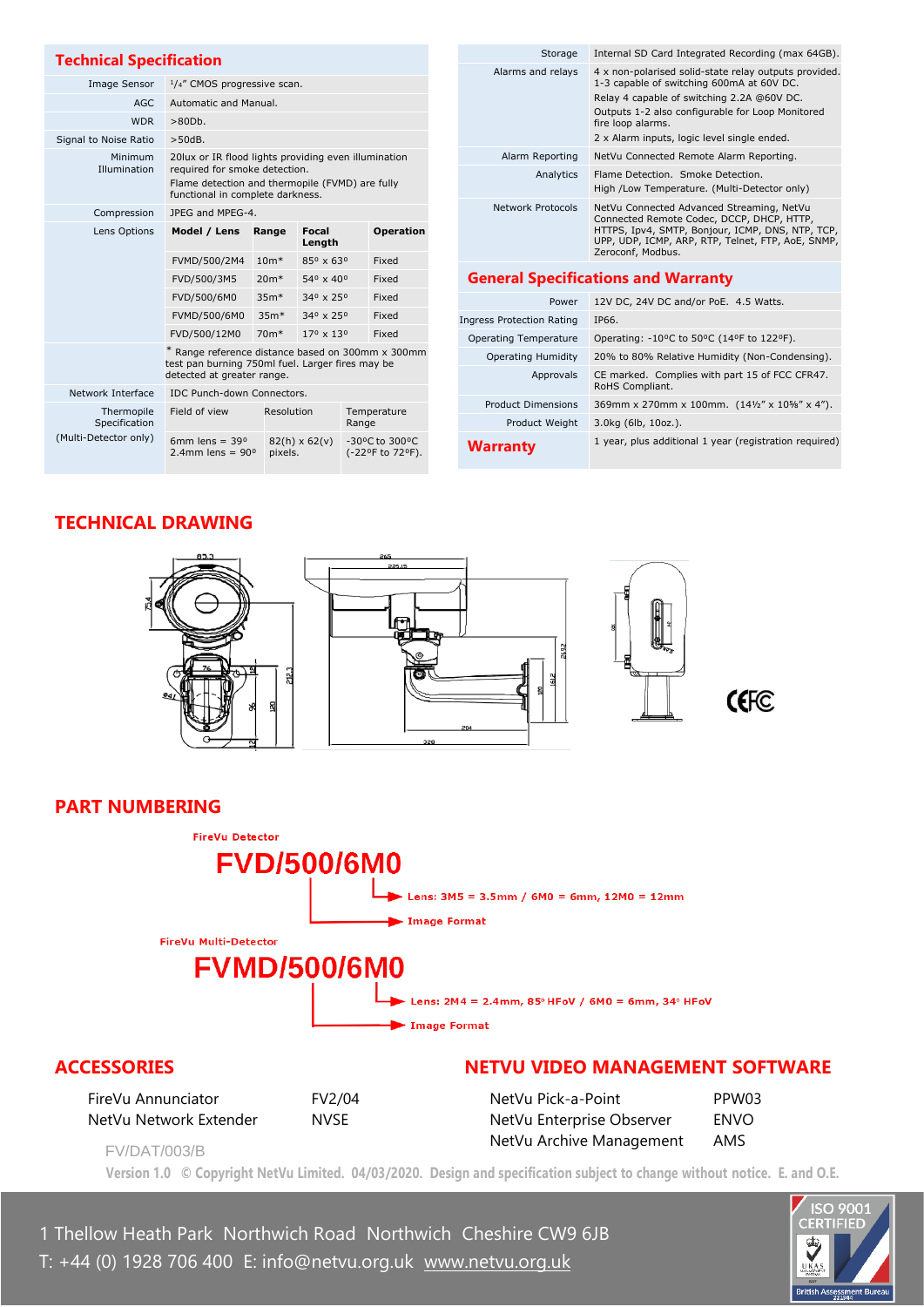## Technical Specification

| | | | | |
|---|---|---|---|---|
| Image Sensor | ¼" CMOS progressive scan. | | | |
| AGC | Automatic and Manual. | | | |
| WDR | >80Db. | | | |
| Signal to Noise Ratio | >50dB. | | | |
| Minimum Illumination | 20lux or IR flood lights providing even illumination required for smoke detection. Flame detection and thermopile (FVMD) are fully functional in complete darkness. | | | |
| Compression | JPEG and MPEG-4. | | | |
| Lens Options | **Model / Lens** | **Range** | **Focal Length** | **Operation** |
| | FVMD/500/2M4 | 10m* | 85º x 63º | Fixed |
| | FVD/500/3M5 | 20m* | 54º x 40º | Fixed |
| | FVD/500/6M0 | 35m* | 34º x 25º | Fixed |
| | FVMD/500/6M0 | 35m* | 34º x 25º | Fixed |
| | FVD/500/12M0 | 70m* | 17º x 13º | Fixed |
| | * Range reference distance based on 300mm x 300mm test pan burning 750ml fuel. Larger fires may be detected at greater range. | | | |
| Network Interface | IDC Punch-down Connectors. | | | |
| Thermopile Specification (Multi-Detector only) | Field of view | Resolution | Temperature Range | |
| | 6mm lens = 39º 2.4mm lens = 90º | 82(h) x 62(v) pixels. | -30ºC to 300ºC (-22ºF to 72ºF). | |

| | |
|---|---|
| Storage | Internal SD Card Integrated Recording (max 64GB). |
| Alarms and relays | 4 x non-polarised solid-state relay outputs provided. 1-3 capable of switching 600mA at 60V DC. Relay 4 capable of switching 2.2A @60V DC. Outputs 1-2 also configurable for Loop Monitored fire loop alarms. 2 x Alarm inputs, logic level single ended. |
| Alarm Reporting | NetVu Connected Remote Alarm Reporting. |
| Analytics | Flame Detection. Smoke Detection. High /Low Temperature. (Multi-Detector only) |
| Network Protocols | NetVu Connected Advanced Streaming, NetVu Connected Remote Codec, DCCP, DHCP, HTTP, HTTPS, Ipv4, SMTP, Bonjour, ICMP, DNS, NTP, TCP, UPP, UDP, ICMP, ARP, RTP, Telnet, FTP, AoE, SNMP, Zeroconf, Modbus. |

## General Specifications and Warranty

| | |
|---|---|
| Power | 12V DC, 24V DC and/or PoE. 4.5 Watts. |
| Ingress Protection Rating | IP66. |
| Operating Temperature | Operating: -10ºC to 50ºC (14ºF to 122ºF). |
| Operating Humidity | 20% to 80% Relative Humidity (Non-Condensing). |
| Approvals | CE marked. Complies with part 15 of FCC CFR47. RoHS Compliant. |
| Product Dimensions | 369mm x 270mm x 100mm. (14½" x 10⅝" x 4"). |
| Product Weight | 3.0kg (6lb, 10oz.). |
| **Warranty** | 1 year, plus additional 1 year (registration required) |

## TECHNICAL DRAWING

## PART NUMBERING

FireVu Detector

**FVD/500/6M0**

- Lens: 3M5 = 3.5mm / 6M0 = 6mm, 12M0 = 12mm
- Image Format

FireVu Multi-Detector

**FVMD/500/6M0**

- Lens: 2M4 = 2.4mm, 85° HFoV / 6M0 = 6mm, 34° HFoV
- Image Format

## ACCESSORIES

| | |
|---|---|
| FireVu Annunciator | FV2/04 |
| NetVu Network Extender | NVSE |

## NETVU VIDEO MANAGEMENT SOFTWARE

| | |
|---|---|
| NetVu Pick-a-Point | PPW03 |
| NetVu Enterprise Observer | ENVO |
| NetVu Archive Management | AMS |

FV/DAT/003/B

Version 1.0 © Copyright NetVu Limited. 04/03/2020. Design and specification subject to change without notice. E. and O.E.

1 Thellow Heath Park Northwich Road Northwich Cheshire CW9 6JB
T: +44 (0) 1928 706 400 E: info@netvu.org.uk www.netvu.org.uk

ISO 9001 CERTIFIED